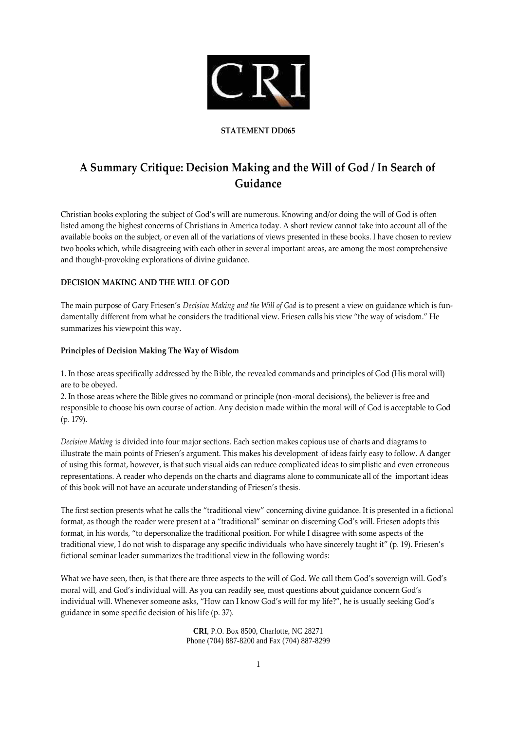**STATEMENT DD065**

# A Summary Critique: Decision Making and the Will of God / In Search of Guidance

Christian books exploring the subject of God's will are numerous. Knowing and/or doing the will of God is often listed among the highest concerns of Christians in America today. A short review cannot take into account all of the available books on the subject, or even all of the variations of views presented in these books. I have chosen to review two books which, while disagreeing with each other in several important areas, are among the most comprehensive and thought-provoking explorations of divine guidance.

## DECISION MAKING AND THE WILL OF GOD

The main purpose of Gary Friesen's *Decision Making and the Will of God* is to present a view on guidance which is fundamentally different from what he considers the traditional view. Friesen calls his view "the way of wisdom." He summarizes his viewpoint this way.

### Principles of Decision Making The Way of Wisdom

1. In those areas specifically addressed by the Bible, the revealed commands and principles of God (His moral will) are to be obeyed.
2. In those areas where the Bible gives no command or principle (non-moral decisions), the believer is free and responsible to choose his own course of action. Any decision made within the moral will of God is acceptable to God (p. 179).

*Decision Making* is divided into four major sections. Each section makes copious use of charts and diagrams to illustrate the main points of Friesen's argument. This makes his development of ideas fairly easy to follow. A danger of using this format, however, is that such visual aids can reduce complicated ideas to simplistic and even erroneous representations. A reader who depends on the charts and diagrams alone to communicate all of the important ideas of this book will not have an accurate understanding of Friesen's thesis.

The first section presents what he calls the "traditional view" concerning divine guidance. It is presented in a fictional format, as though the reader were present at a "traditional" seminar on discerning God's will. Friesen adopts this format, in his words, "to depersonalize the traditional position. For while I disagree with some aspects of the traditional view, I do not wish to disparage any specific individuals who have sincerely taught it" (p. 19). Friesen's fictional seminar leader summarizes the traditional view in the following words:

What we have seen, then, is that there are three aspects to the will of God. We call them God's sovereign will. God's moral will, and God's individual will. As you can readily see, most questions about guidance concern God's individual will. Whenever someone asks, "How can I know God's will for my life?", he is usually seeking God's guidance in some specific decision of his life (p. 37).

**CRI**, P.O. Box 8500, Charlotte, NC 28271
Phone (704) 887-8200 and Fax (704) 887-8299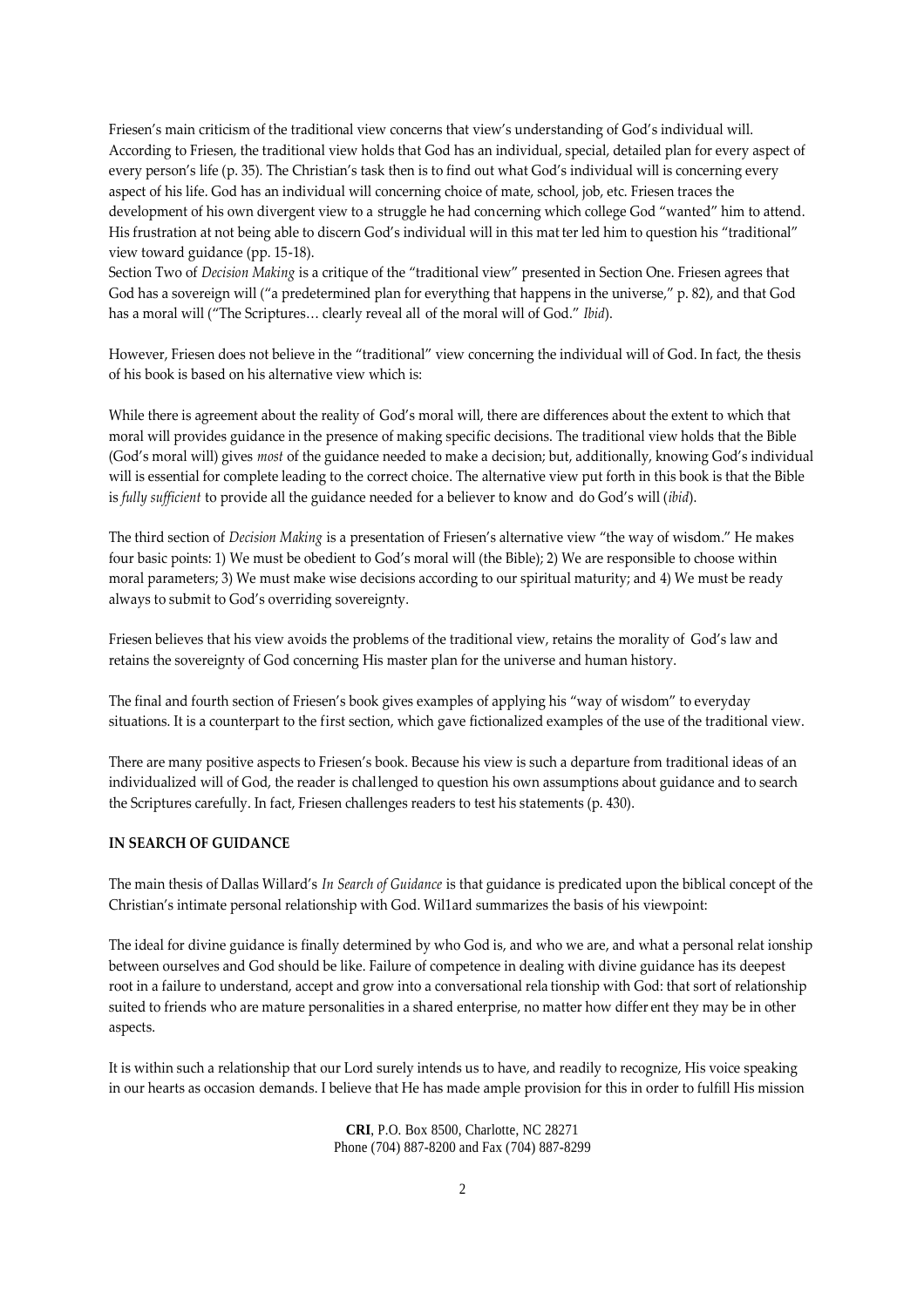Friesen's main criticism of the traditional view concerns that view's understanding of God's individual will. According to Friesen, the traditional view holds that God has an individual, special, detailed plan for every aspect of every person's life (p. 35). The Christian's task then is to find out what God's individual will is concerning every aspect of his life. God has an individual will concerning choice of mate, school, job, etc. Friesen traces the development of his own divergent view to a struggle he had concerning which college God "wanted" him to attend. His frustration at not being able to discern God's individual will in this matter led him to question his "traditional" view toward guidance (pp. 15-18).

Section Two of *Decision Making* is a critique of the "traditional view" presented in Section One. Friesen agrees that God has a sovereign will ("a predetermined plan for everything that happens in the universe," p. 82), and that God has a moral will ("The Scriptures… clearly reveal all of the moral will of God." *Ibid*).

However, Friesen does not believe in the "traditional" view concerning the individual will of God. In fact, the thesis of his book is based on his alternative view which is:

While there is agreement about the reality of God's moral will, there are differences about the extent to which that moral will provides guidance in the presence of making specific decisions. The traditional view holds that the Bible (God's moral will) gives *most* of the guidance needed to make a decision; but, additionally, knowing God's individual will is essential for complete leading to the correct choice. The alternative view put forth in this book is that the Bible is *fully sufficient* to provide all the guidance needed for a believer to know and do God's will (*ibid*).

The third section of *Decision Making* is a presentation of Friesen's alternative view "the way of wisdom." He makes four basic points: 1) We must be obedient to God's moral will (the Bible); 2) We are responsible to choose within moral parameters; 3) We must make wise decisions according to our spiritual maturity; and 4) We must be ready always to submit to God's overriding sovereignty.

Friesen believes that his view avoids the problems of the traditional view, retains the morality of God's law and retains the sovereignty of God concerning His master plan for the universe and human history.

The final and fourth section of Friesen's book gives examples of applying his "way of wisdom" to everyday situations. It is a counterpart to the first section, which gave fictionalized examples of the use of the traditional view.

There are many positive aspects to Friesen's book. Because his view is such a departure from traditional ideas of an individualized will of God, the reader is challenged to question his own assumptions about guidance and to search the Scriptures carefully. In fact, Friesen challenges readers to test his statements (p. 430).

**IN SEARCH OF GUIDANCE**

The main thesis of Dallas Willard's *In Search of Guidance* is that guidance is predicated upon the biblical concept of the Christian's intimate personal relationship with God. Willard summarizes the basis of his viewpoint:

The ideal for divine guidance is finally determined by who God is, and who we are, and what a personal relationship between ourselves and God should be like. Failure of competence in dealing with divine guidance has its deepest root in a failure to understand, accept and grow into a conversational relationship with God: that sort of relationship suited to friends who are mature personalities in a shared enterprise, no matter how different they may be in other aspects.

It is within such a relationship that our Lord surely intends us to have, and readily to recognize, His voice speaking in our hearts as occasion demands. I believe that He has made ample provision for this in order to fulfill His mission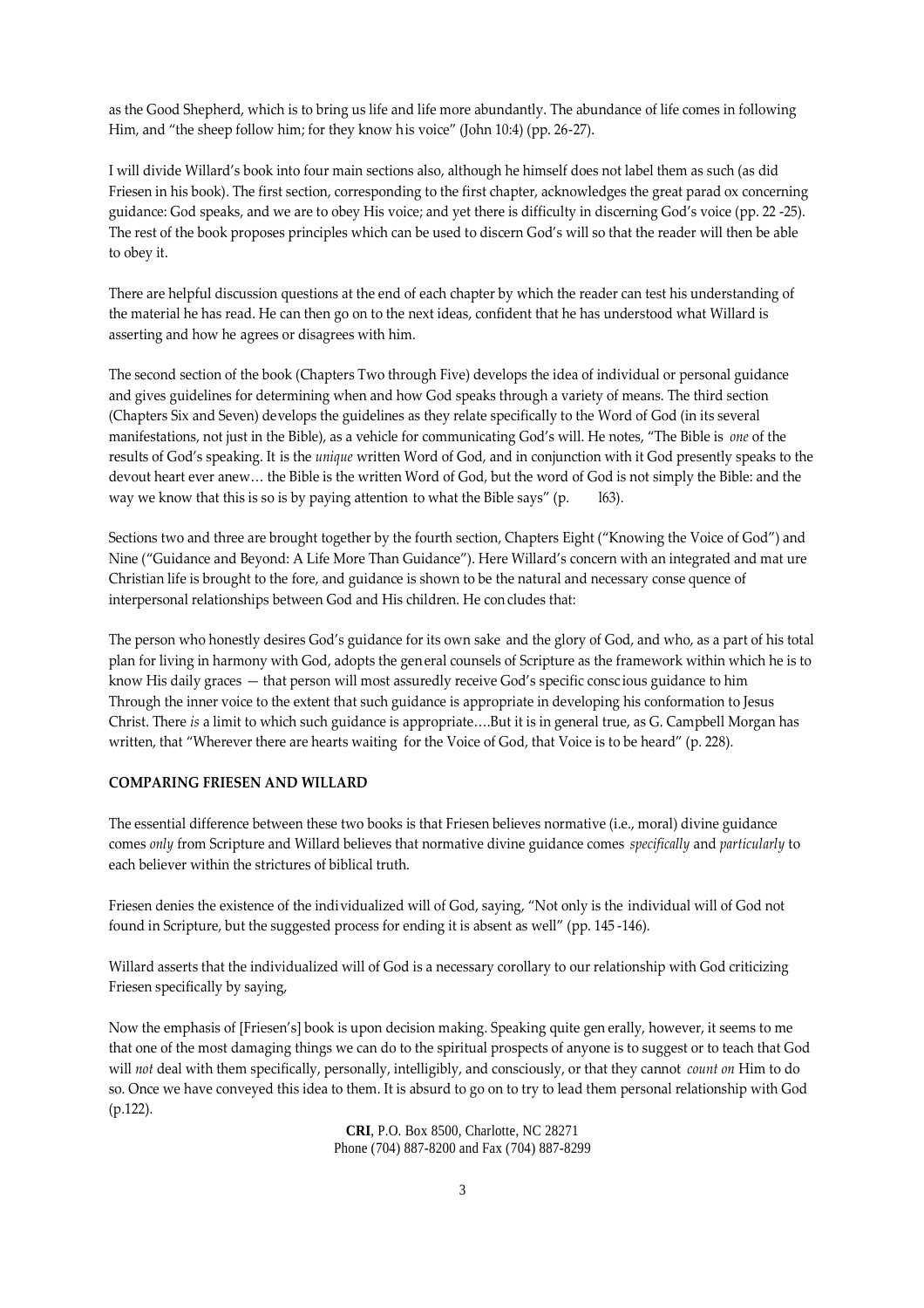as the Good Shepherd, which is to bring us life and life more abundantly. The abundance of life comes in following Him, and "the sheep follow him; for they know his voice" (John 10:4) (pp. 26-27).

I will divide Willard's book into four main sections also, although he himself does not label them as such (as did Friesen in his book). The first section, corresponding to the first chapter, acknowledges the great paradox concerning guidance: God speaks, and we are to obey His voice; and yet there is difficulty in discerning God's voice (pp. 22 -25). The rest of the book proposes principles which can be used to discern God's will so that the reader will then be able to obey it.

There are helpful discussion questions at the end of each chapter by which the reader can test his understanding of the material he has read. He can then go on to the next ideas, confident that he has understood what Willard is asserting and how he agrees or disagrees with him.

The second section of the book (Chapters Two through Five) develops the idea of individual or personal guidance and gives guidelines for determining when and how God speaks through a variety of means. The third section (Chapters Six and Seven) develops the guidelines as they relate specifically to the Word of God (in its several manifestations, not just in the Bible), as a vehicle for communicating God's will. He notes, "The Bible is *one* of the results of God's speaking. It is the *unique* written Word of God, and in conjunction with it God presently speaks to the devout heart ever anew… the Bible is the written Word of God, but the word of God is not simply the Bible: and the way we know that this is so is by paying attention to what the Bible says" (p. 163).

Sections two and three are brought together by the fourth section, Chapters Eight ("Knowing the Voice of God") and Nine ("Guidance and Beyond: A Life More Than Guidance"). Here Willard's concern with an integrated and mature Christian life is brought to the fore, and guidance is shown to be the natural and necessary consequence of interpersonal relationships between God and His children. He concludes that:

The person who honestly desires God's guidance for its own sake and the glory of God, and who, as a part of his total plan for living in harmony with God, adopts the general counsels of Scripture as the framework within which he is to know His daily graces — that person will most assuredly receive God's specific conscious guidance to him Through the inner voice to the extent that such guidance is appropriate in developing his conformation to Jesus Christ. There *is* a limit to which such guidance is appropriate….But it is in general true, as G. Campbell Morgan has written, that "Wherever there are hearts waiting for the Voice of God, that Voice is to be heard" (p. 228).

**COMPARING FRIESEN AND WILLARD**

The essential difference between these two books is that Friesen believes normative (i.e., moral) divine guidance comes *only* from Scripture and Willard believes that normative divine guidance comes *specifically* and *particularly* to each believer within the strictures of biblical truth.

Friesen denies the existence of the individualized will of God, saying, "Not only is the individual will of God not found in Scripture, but the suggested process for ending it is absent as well" (pp. 145 -146).

Willard asserts that the individualized will of God is a necessary corollary to our relationship with God criticizing Friesen specifically by saying,

Now the emphasis of [Friesen's] book is upon decision making. Speaking quite generally, however, it seems to me that one of the most damaging things we can do to the spiritual prospects of anyone is to suggest or to teach that God will *not* deal with them specifically, personally, intelligibly, and consciously, or that they cannot *count on* Him to do so. Once we have conveyed this idea to them. It is absurd to go on to try to lead them personal relationship with God (p.122).

**CRI**, P.O. Box 8500, Charlotte, NC 28271
Phone (704) 887-8200 and Fax (704) 887-8299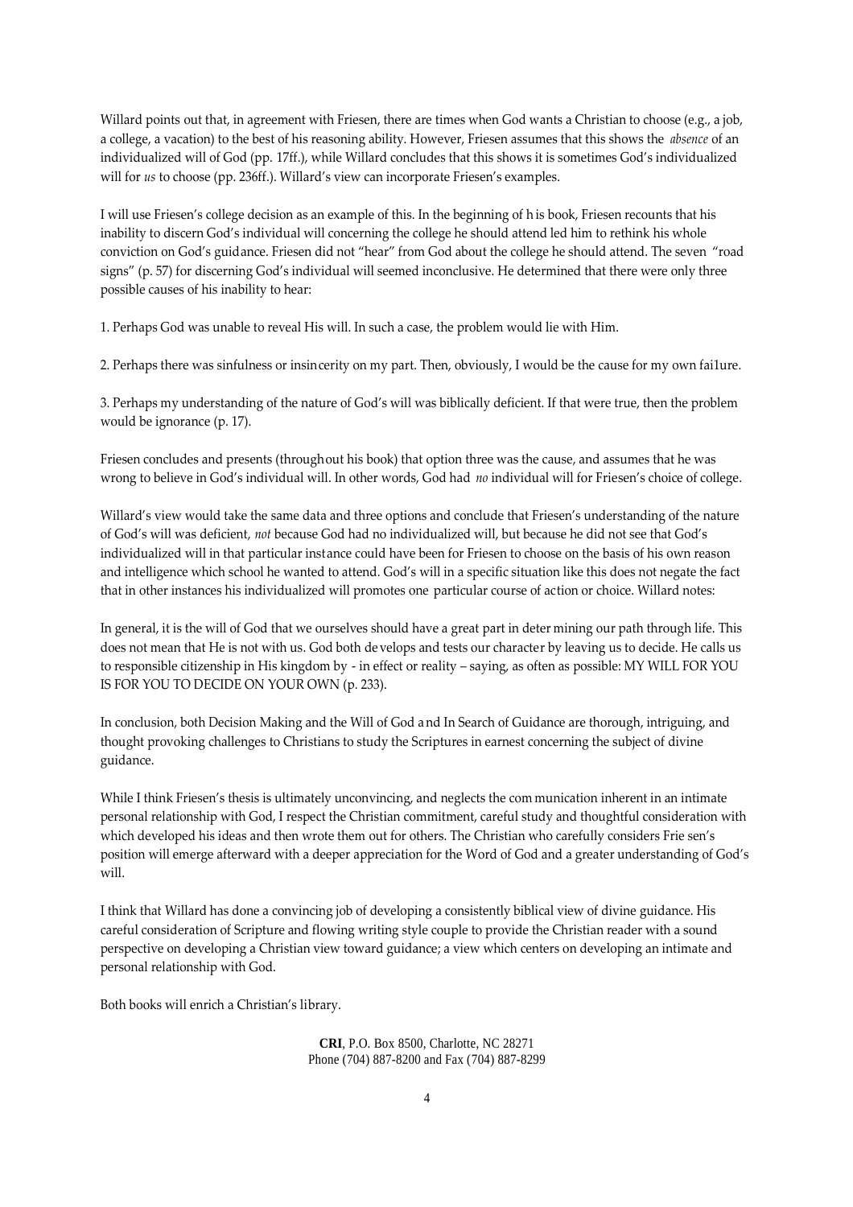Willard points out that, in agreement with Friesen, there are times when God wants a Christian to choose (e.g., a job, a college, a vacation) to the best of his reasoning ability. However, Friesen assumes that this shows the *absence* of an individualized will of God (pp. 17ff.), while Willard concludes that this shows it is sometimes God's individualized will for *us* to choose (pp. 236ff.). Willard's view can incorporate Friesen's examples.

I will use Friesen's college decision as an example of this. In the beginning of his book, Friesen recounts that his inability to discern God's individual will concerning the college he should attend led him to rethink his whole conviction on God's guidance. Friesen did not "hear" from God about the college he should attend. The seven "road signs" (p. 57) for discerning God's individual will seemed inconclusive. He determined that there were only three possible causes of his inability to hear:

1. Perhaps God was unable to reveal His will. In such a case, the problem would lie with Him.

2. Perhaps there was sinfulness or insincerity on my part. Then, obviously, I would be the cause for my own fai1ure.

3. Perhaps my understanding of the nature of God's will was biblically deficient. If that were true, then the problem would be ignorance (p. 17).

Friesen concludes and presents (throughout his book) that option three was the cause, and assumes that he was wrong to believe in God's individual will. In other words, God had *no* individual will for Friesen's choice of college.

Willard's view would take the same data and three options and conclude that Friesen's understanding of the nature of God's will was deficient, *not* because God had no individualized will, but because he did not see that God's individualized will in that particular instance could have been for Friesen to choose on the basis of his own reason and intelligence which school he wanted to attend. God's will in a specific situation like this does not negate the fact that in other instances his individualized will promotes one particular course of action or choice. Willard notes:

In general, it is the will of God that we ourselves should have a great part in determining our path through life. This does not mean that He is not with us. God both develops and tests our character by leaving us to decide. He calls us to responsible citizenship in His kingdom by - in effect or reality – saying, as often as possible: MY WILL FOR YOU IS FOR YOU TO DECIDE ON YOUR OWN (p. 233).

In conclusion, both Decision Making and the Will of God and In Search of Guidance are thorough, intriguing, and thought provoking challenges to Christians to study the Scriptures in earnest concerning the subject of divine guidance.

While I think Friesen's thesis is ultimately unconvincing, and neglects the communication inherent in an intimate personal relationship with God, I respect the Christian commitment, careful study and thoughtful consideration with which developed his ideas and then wrote them out for others. The Christian who carefully considers Friesen's position will emerge afterward with a deeper appreciation for the Word of God and a greater understanding of God's will.

I think that Willard has done a convincing job of developing a consistently biblical view of divine guidance. His careful consideration of Scripture and flowing writing style couple to provide the Christian reader with a sound perspective on developing a Christian view toward guidance; a view which centers on developing an intimate and personal relationship with God.

Both books will enrich a Christian's library.

**CRI**, P.O. Box 8500, Charlotte, NC 28271
Phone (704) 887-8200 and Fax (704) 887-8299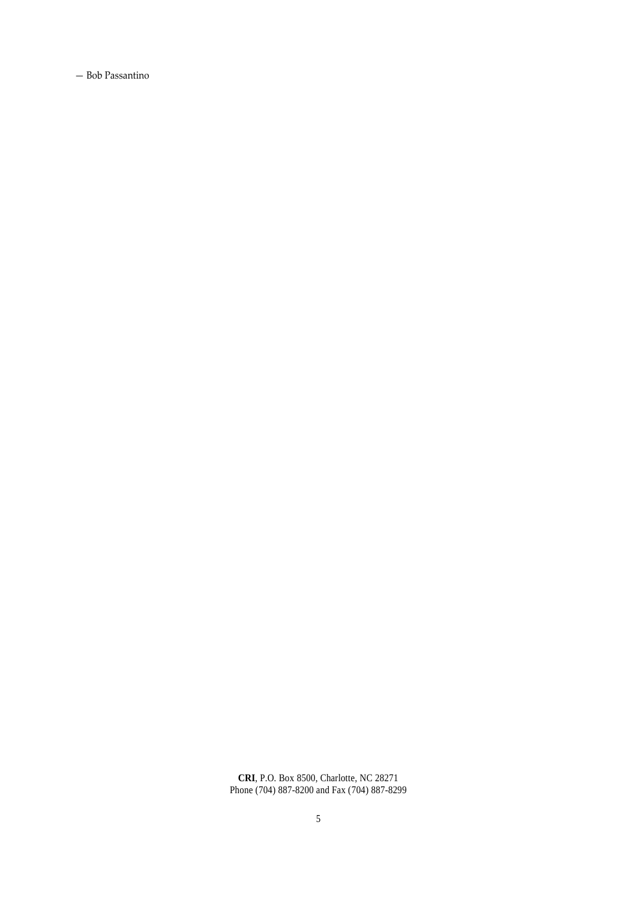— Bob Passantino

**CRI**, P.O. Box 8500, Charlotte, NC 28271
Phone (704) 887-8200 and Fax (704) 887-8299